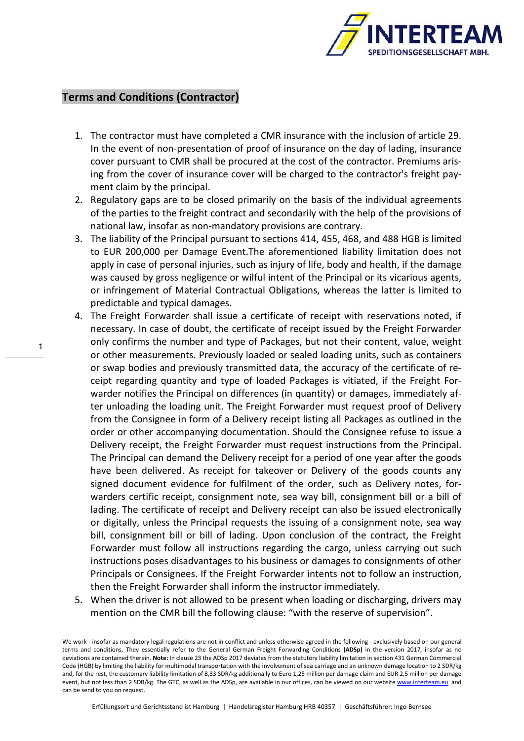## Terms and Conditions (Contractor)

1. The contractor must have completed a CMR insurance with the inclusion of article 29. In the event of non-presentation of proof of insurance on the day of lading, insurance cover pursuant to CMR shall be procured at the cost of the contractor. Premiums arising from the cover of insurance cover will be charged to the contractor's freight payment claim by the principal.
2. Regulatory gaps are to be closed primarily on the basis of the individual agreements of the parties to the freight contract and secondarily with the help of the provisions of national law, insofar as non-mandatory provisions are contrary.
3. The liability of the Principal pursuant to sections 414, 455, 468, and 488 HGB is limited to EUR 200,000 per Damage Event.The aforementioned liability limitation does not apply in case of personal injuries, such as injury of life, body and health, if the damage was caused by gross negligence or wilful intent of the Principal or its vicarious agents, or infringement of Material Contractual Obligations, whereas the latter is limited to predictable and typical damages.
4. The Freight Forwarder shall issue a certificate of receipt with reservations noted, if necessary. In case of doubt, the certificate of receipt issued by the Freight Forwarder only confirms the number and type of Packages, but not their content, value, weight or other measurements. Previously loaded or sealed loading units, such as containers or swap bodies and previously transmitted data, the accuracy of the certificate of receipt regarding quantity and type of loaded Packages is vitiated, if the Freight Forwarder notifies the Principal on differences (in quantity) or damages, immediately after unloading the loading unit. The Freight Forwarder must request proof of Delivery from the Consignee in form of a Delivery receipt listing all Packages as outlined in the order or other accompanying documentation. Should the Consignee refuse to issue a Delivery receipt, the Freight Forwarder must request instructions from the Principal. The Principal can demand the Delivery receipt for a period of one year after the goods have been delivered. As receipt for takeover or Delivery of the goods counts any signed document evidence for fulfilment of the order, such as Delivery notes, forwarders certific receipt, consignment note, sea way bill, consignment bill or a bill of lading. The certificate of receipt and Delivery receipt can also be issued electronically or digitally, unless the Principal requests the issuing of a consignment note, sea way bill, consignment bill or bill of lading. Upon conclusion of the contract, the Freight Forwarder must follow all instructions regarding the cargo, unless carrying out such instructions poses disadvantages to his business or damages to consignments of other Principals or Consignees. If the Freight Forwarder intents not to follow an instruction, then the Freight Forwarder shall inform the instructor immediately.
5. When the driver is not allowed to be present when loading or discharging, drivers may mention on the CMR bill the following clause: "with the reserve of supervision".

We work - insofar as mandatory legal regulations are not in conflict and unless otherwise agreed in the following - exclusively based on our general terms and conditions, They essentially refer to the General German Freight Forwarding Conditions **(ADSp)** in the version 2017, insofar as no deviations are contained therein. **Note:** In clause 23 the ADSp 2017 deviates from the statutory liability limitation in section 431 German Commercial Code (HGB) by limiting the liability for multimodal transportation with the involvement of sea carriage and an unknown damage location to 2 SDR/kg and, for the rest, the customary liability limitation of 8,33 SDR/kg additionally to Euro 1,25 million per damage claim and EUR 2,5 million per damage event, but not less than 2 SDR/kg. The GTC, as well as the ADSp, are available in our offices, can be viewed on our website www.interteam.eu and can be send to you on request.

Erfüllungsort und Gerichtsstand ist Hamburg | Handelsregister Hamburg HRB 40357 | Geschäftsführer: Ingo Bernsee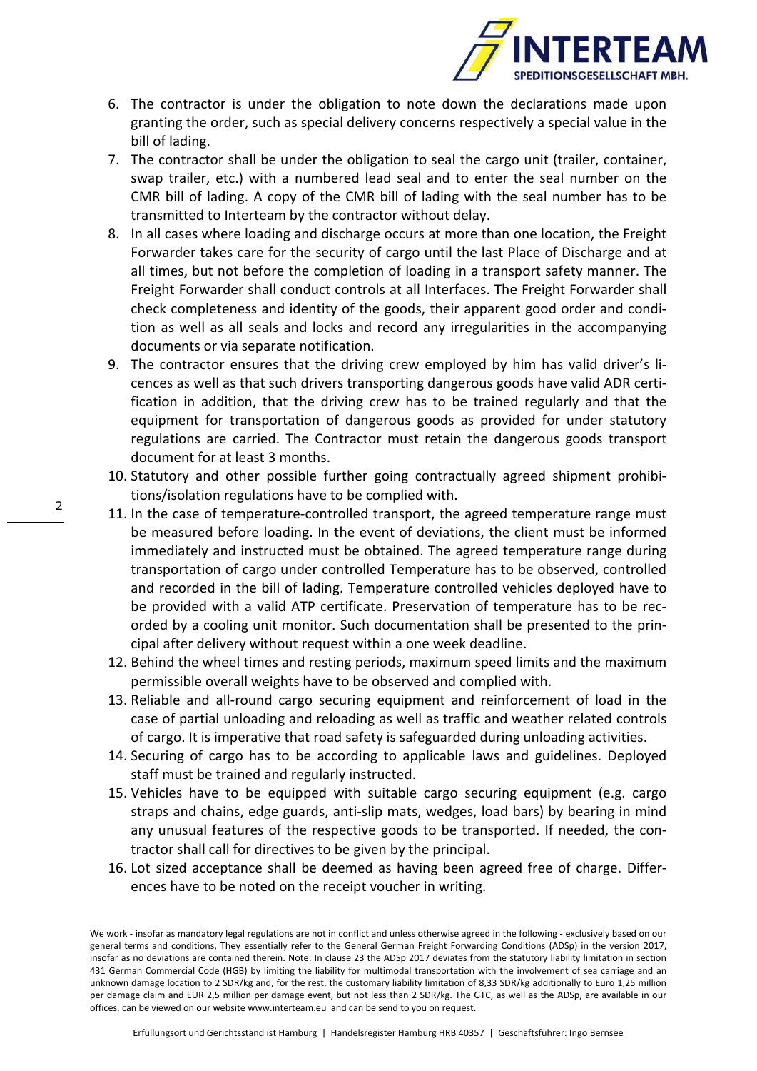6. The contractor is under the obligation to note down the declarations made upon granting the order, such as special delivery concerns respectively a special value in the bill of lading.
7. The contractor shall be under the obligation to seal the cargo unit (trailer, container, swap trailer, etc.) with a numbered lead seal and to enter the seal number on the CMR bill of lading. A copy of the CMR bill of lading with the seal number has to be transmitted to Interteam by the contractor without delay.
8. In all cases where loading and discharge occurs at more than one location, the Freight Forwarder takes care for the security of cargo until the last Place of Discharge and at all times, but not before the completion of loading in a transport safety manner. The Freight Forwarder shall conduct controls at all Interfaces. The Freight Forwarder shall check completeness and identity of the goods, their apparent good order and condition as well as all seals and locks and record any irregularities in the accompanying documents or via separate notification.
9. The contractor ensures that the driving crew employed by him has valid driver's licences as well as that such drivers transporting dangerous goods have valid ADR certification in addition, that the driving crew has to be trained regularly and that the equipment for transportation of dangerous goods as provided for under statutory regulations are carried. The Contractor must retain the dangerous goods transport document for at least 3 months.
10. Statutory and other possible further going contractually agreed shipment prohibitions/isolation regulations have to be complied with.
11. In the case of temperature-controlled transport, the agreed temperature range must be measured before loading. In the event of deviations, the client must be informed immediately and instructed must be obtained. The agreed temperature range during transportation of cargo under controlled Temperature has to be observed, controlled and recorded in the bill of lading. Temperature controlled vehicles deployed have to be provided with a valid ATP certificate. Preservation of temperature has to be recorded by a cooling unit monitor. Such documentation shall be presented to the principal after delivery without request within a one week deadline.
12. Behind the wheel times and resting periods, maximum speed limits and the maximum permissible overall weights have to be observed and complied with.
13. Reliable and all-round cargo securing equipment and reinforcement of load in the case of partial unloading and reloading as well as traffic and weather related controls of cargo. It is imperative that road safety is safeguarded during unloading activities.
14. Securing of cargo has to be according to applicable laws and guidelines. Deployed staff must be trained and regularly instructed.
15. Vehicles have to be equipped with suitable cargo securing equipment (e.g. cargo straps and chains, edge guards, anti-slip mats, wedges, load bars) by bearing in mind any unusual features of the respective goods to be transported. If needed, the contractor shall call for directives to be given by the principal.
16. Lot sized acceptance shall be deemed as having been agreed free of charge. Differences have to be noted on the receipt voucher in writing.

We work - insofar as mandatory legal regulations are not in conflict and unless otherwise agreed in the following - exclusively based on our general terms and conditions, They essentially refer to the General German Freight Forwarding Conditions (ADSp) in the version 2017, insofar as no deviations are contained therein. Note: In clause 23 the ADSp 2017 deviates from the statutory liability limitation in section 431 German Commercial Code (HGB) by limiting the liability for multimodal transportation with the involvement of sea carriage and an unknown damage location to 2 SDR/kg and, for the rest, the customary liability limitation of 8,33 SDR/kg additionally to Euro 1,25 million per damage claim and EUR 2,5 million per damage event, but not less than 2 SDR/kg. The GTC, as well as the ADSp, are available in our offices, can be viewed on our website www.interteam.eu and can be send to you on request.

Erfüllungsort und Gerichtsstand ist Hamburg | Handelsregister Hamburg HRB 40357 | Geschäftsführer: Ingo Bernsee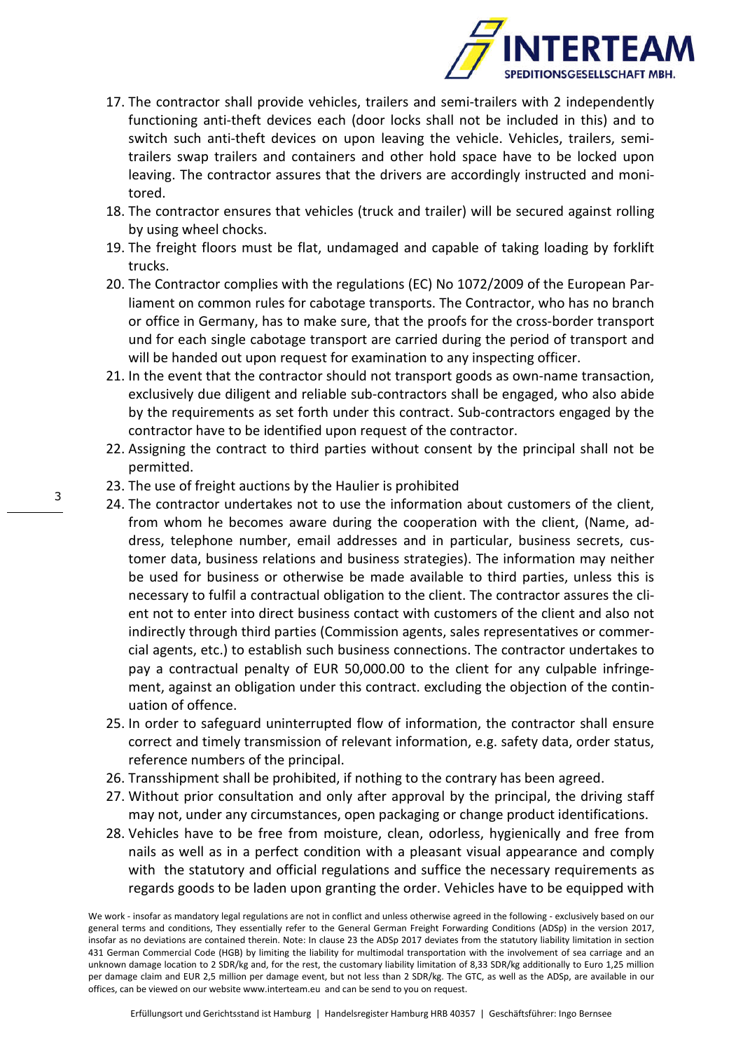17. The contractor shall provide vehicles, trailers and semi-trailers with 2 independently functioning anti-theft devices each (door locks shall not be included in this) and to switch such anti-theft devices on upon leaving the vehicle. Vehicles, trailers, semi-trailers swap trailers and containers and other hold space have to be locked upon leaving. The contractor assures that the drivers are accordingly instructed and monitored.
18. The contractor ensures that vehicles (truck and trailer) will be secured against rolling by using wheel chocks.
19. The freight floors must be flat, undamaged and capable of taking loading by forklift trucks.
20. The Contractor complies with the regulations (EC) No 1072/2009 of the European Parliament on common rules for cabotage transports. The Contractor, who has no branch or office in Germany, has to make sure, that the proofs for the cross-border transport und for each single cabotage transport are carried during the period of transport and will be handed out upon request for examination to any inspecting officer.
21. In the event that the contractor should not transport goods as own-name transaction, exclusively due diligent and reliable sub-contractors shall be engaged, who also abide by the requirements as set forth under this contract. Sub-contractors engaged by the contractor have to be identified upon request of the contractor.
22. Assigning the contract to third parties without consent by the principal shall not be permitted.
23. The use of freight auctions by the Haulier is prohibited
24. The contractor undertakes not to use the information about customers of the client, from whom he becomes aware during the cooperation with the client, (Name, address, telephone number, email addresses and in particular, business secrets, customer data, business relations and business strategies). The information may neither be used for business or otherwise be made available to third parties, unless this is necessary to fulfil a contractual obligation to the client. The contractor assures the client not to enter into direct business contact with customers of the client and also not indirectly through third parties (Commission agents, sales representatives or commercial agents, etc.) to establish such business connections. The contractor undertakes to pay a contractual penalty of EUR 50,000.00 to the client for any culpable infringement, against an obligation under this contract. excluding the objection of the continuation of offence.
25. In order to safeguard uninterrupted flow of information, the contractor shall ensure correct and timely transmission of relevant information, e.g. safety data, order status, reference numbers of the principal.
26. Transshipment shall be prohibited, if nothing to the contrary has been agreed.
27. Without prior consultation and only after approval by the principal, the driving staff may not, under any circumstances, open packaging or change product identifications.
28. Vehicles have to be free from moisture, clean, odorless, hygienically and free from nails as well as in a perfect condition with a pleasant visual appearance and comply with the statutory and official regulations and suffice the necessary requirements as regards goods to be laden upon granting the order. Vehicles have to be equipped with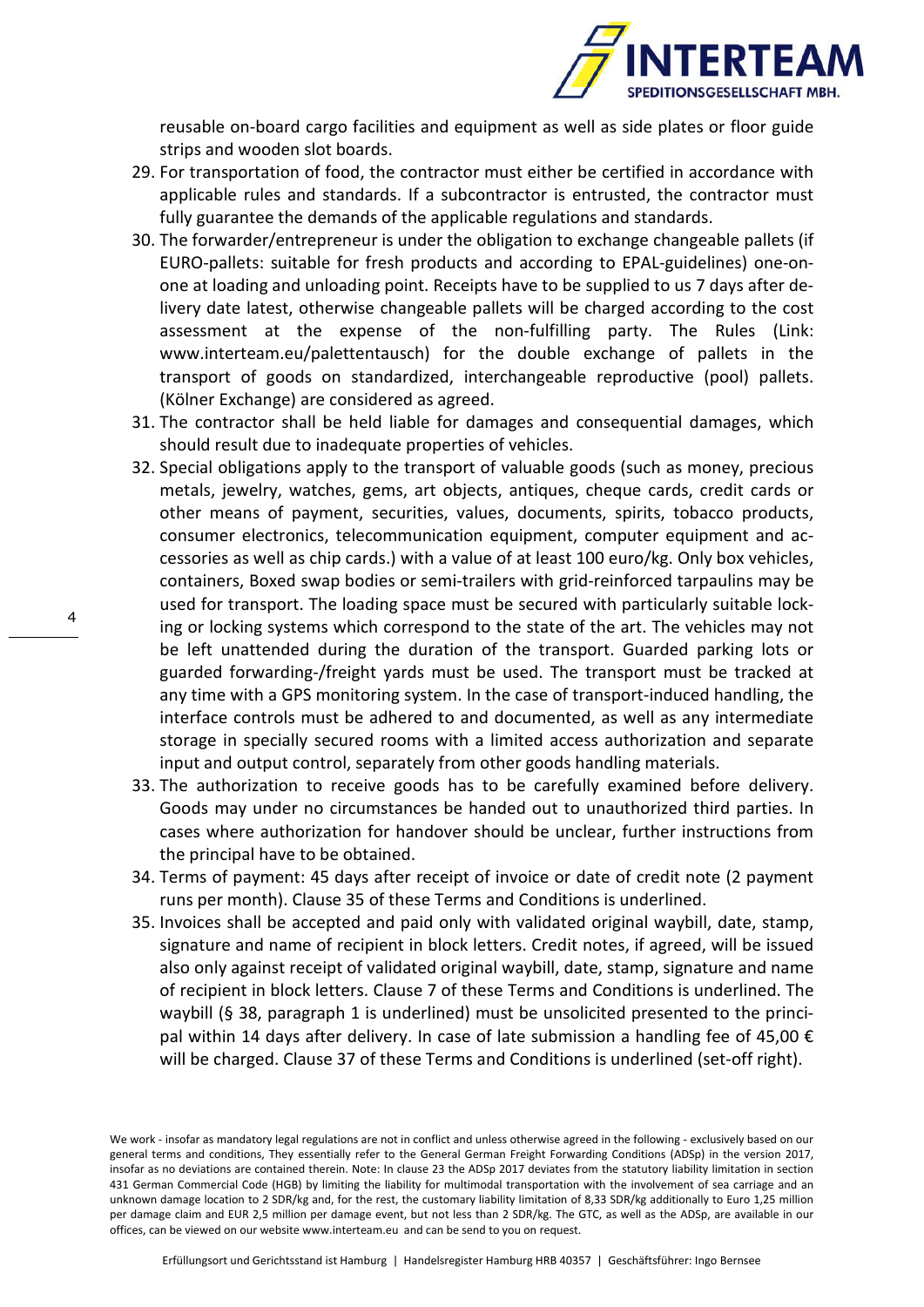reusable on-board cargo facilities and equipment as well as side plates or floor guide strips and wooden slot boards.

29. For transportation of food, the contractor must either be certified in accordance with applicable rules and standards. If a subcontractor is entrusted, the contractor must fully guarantee the demands of the applicable regulations and standards.
30. The forwarder/entrepreneur is under the obligation to exchange changeable pallets (if EURO-pallets: suitable for fresh products and according to EPAL-guidelines) one-on-one at loading and unloading point. Receipts have to be supplied to us 7 days after delivery date latest, otherwise changeable pallets will be charged according to the cost assessment at the expense of the non-fulfilling party. The Rules (Link: www.interteam.eu/palettentausch) for the double exchange of pallets in the transport of goods on standardized, interchangeable reproductive (pool) pallets. (Kölner Exchange) are considered as agreed.
31. The contractor shall be held liable for damages and consequential damages, which should result due to inadequate properties of vehicles.
32. Special obligations apply to the transport of valuable goods (such as money, precious metals, jewelry, watches, gems, art objects, antiques, cheque cards, credit cards or other means of payment, securities, values, documents, spirits, tobacco products, consumer electronics, telecommunication equipment, computer equipment and accessories as well as chip cards.) with a value of at least 100 euro/kg. Only box vehicles, containers, Boxed swap bodies or semi-trailers with grid-reinforced tarpaulins may be used for transport. The loading space must be secured with particularly suitable locking or locking systems which correspond to the state of the art. The vehicles may not be left unattended during the duration of the transport. Guarded parking lots or guarded forwarding-/freight yards must be used. The transport must be tracked at any time with a GPS monitoring system. In the case of transport-induced handling, the interface controls must be adhered to and documented, as well as any intermediate storage in specially secured rooms with a limited access authorization and separate input and output control, separately from other goods handling materials.
33. The authorization to receive goods has to be carefully examined before delivery. Goods may under no circumstances be handed out to unauthorized third parties. In cases where authorization for handover should be unclear, further instructions from the principal have to be obtained.
34. Terms of payment: 45 days after receipt of invoice or date of credit note (2 payment runs per month). Clause 35 of these Terms and Conditions is underlined.
35. Invoices shall be accepted and paid only with validated original waybill, date, stamp, signature and name of recipient in block letters. Credit notes, if agreed, will be issued also only against receipt of validated original waybill, date, stamp, signature and name of recipient in block letters. Clause 7 of these Terms and Conditions is underlined. The waybill (§ 38, paragraph 1 is underlined) must be unsolicited presented to the principal within 14 days after delivery. In case of late submission a handling fee of 45,00 € will be charged. Clause 37 of these Terms and Conditions is underlined (set-off right).

We work - insofar as mandatory legal regulations are not in conflict and unless otherwise agreed in the following - exclusively based on our general terms and conditions, They essentially refer to the General German Freight Forwarding Conditions (ADSp) in the version 2017, insofar as no deviations are contained therein. Note: In clause 23 the ADSp 2017 deviates from the statutory liability limitation in section 431 German Commercial Code (HGB) by limiting the liability for multimodal transportation with the involvement of sea carriage and an unknown damage location to 2 SDR/kg and, for the rest, the customary liability limitation of 8,33 SDR/kg additionally to Euro 1,25 million per damage claim and EUR 2,5 million per damage event, but not less than 2 SDR/kg. The GTC, as well as the ADSp, are available in our offices, can be viewed on our website www.interteam.eu and can be send to you on request.

Erfüllungsort und Gerichtsstand ist Hamburg | Handelsregister Hamburg HRB 40357 | Geschäftsführer: Ingo Bernsee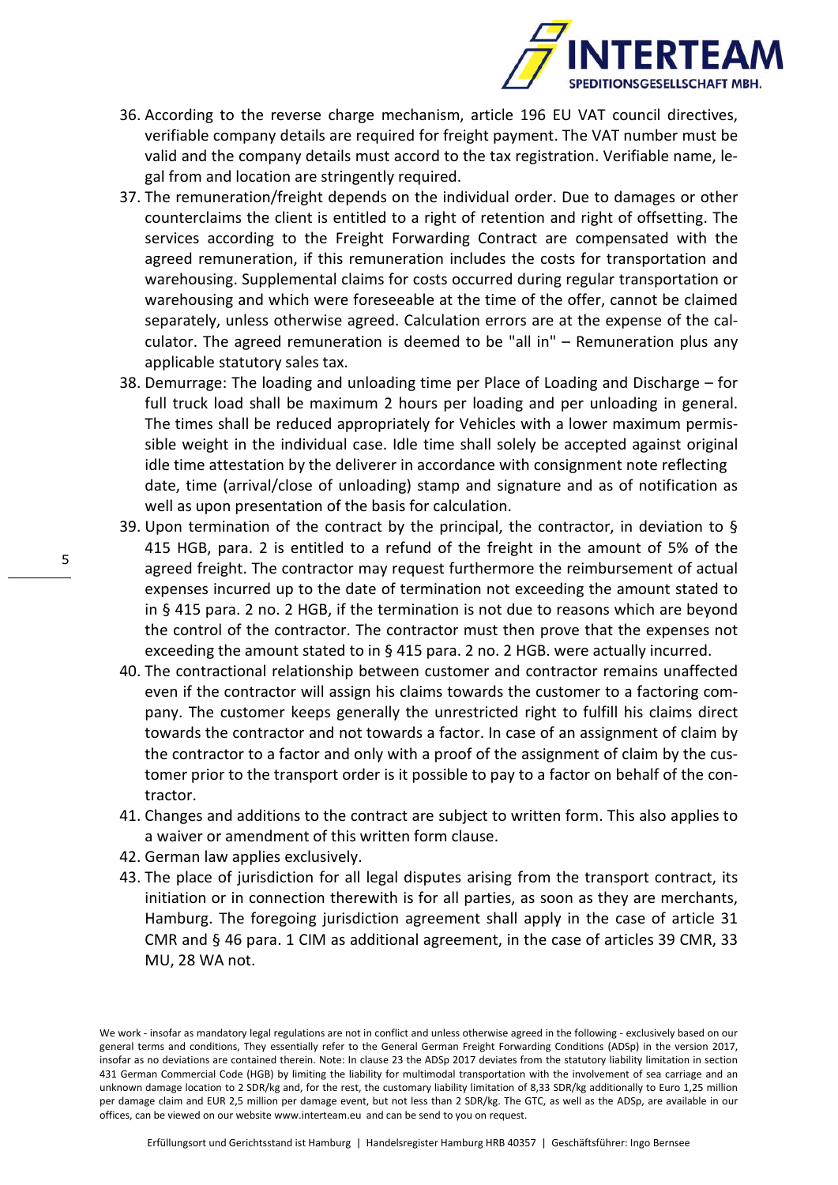36. According to the reverse charge mechanism, article 196 EU VAT council directives, verifiable company details are required for freight payment. The VAT number must be valid and the company details must accord to the tax registration. Verifiable name, legal from and location are stringently required.
37. The remuneration/freight depends on the individual order. Due to damages or other counterclaims the client is entitled to a right of retention and right of offsetting. The services according to the Freight Forwarding Contract are compensated with the agreed remuneration, if this remuneration includes the costs for transportation and warehousing. Supplemental claims for costs occurred during regular transportation or warehousing and which were foreseeable at the time of the offer, cannot be claimed separately, unless otherwise agreed. Calculation errors are at the expense of the calculator. The agreed remuneration is deemed to be "all in" – Remuneration plus any applicable statutory sales tax.
38. Demurrage: The loading and unloading time per Place of Loading and Discharge – for full truck load shall be maximum 2 hours per loading and per unloading in general. The times shall be reduced appropriately for Vehicles with a lower maximum permissible weight in the individual case. Idle time shall solely be accepted against original idle time attestation by the deliverer in accordance with consignment note reflecting date, time (arrival/close of unloading) stamp and signature and as of notification as well as upon presentation of the basis for calculation.
39. Upon termination of the contract by the principal, the contractor, in deviation to § 415 HGB, para. 2 is entitled to a refund of the freight in the amount of 5% of the agreed freight. The contractor may request furthermore the reimbursement of actual expenses incurred up to the date of termination not exceeding the amount stated to in § 415 para. 2 no. 2 HGB, if the termination is not due to reasons which are beyond the control of the contractor. The contractor must then prove that the expenses not exceeding the amount stated to in § 415 para. 2 no. 2 HGB. were actually incurred.
40. The contractional relationship between customer and contractor remains unaffected even if the contractor will assign his claims towards the customer to a factoring company. The customer keeps generally the unrestricted right to fulfill his claims direct towards the contractor and not towards a factor. In case of an assignment of claim by the contractor to a factor and only with a proof of the assignment of claim by the customer prior to the transport order is it possible to pay to a factor on behalf of the contractor.
41. Changes and additions to the contract are subject to written form. This also applies to a waiver or amendment of this written form clause.
42. German law applies exclusively.
43. The place of jurisdiction for all legal disputes arising from the transport contract, its initiation or in connection therewith is for all parties, as soon as they are merchants, Hamburg. The foregoing jurisdiction agreement shall apply in the case of article 31 CMR and § 46 para. 1 CIM as additional agreement, in the case of articles 39 CMR, 33 MU, 28 WA not.

We work - insofar as mandatory legal regulations are not in conflict and unless otherwise agreed in the following - exclusively based on our general terms and conditions, They essentially refer to the General German Freight Forwarding Conditions (ADSp) in the version 2017, insofar as no deviations are contained therein. Note: In clause 23 the ADSp 2017 deviates from the statutory liability limitation in section 431 German Commercial Code (HGB) by limiting the liability for multimodal transportation with the involvement of sea carriage and an unknown damage location to 2 SDR/kg and, for the rest, the customary liability limitation of 8,33 SDR/kg additionally to Euro 1,25 million per damage claim and EUR 2,5 million per damage event, but not less than 2 SDR/kg. The GTC, as well as the ADSp, are available in our offices, can be viewed on our website www.interteam.eu and can be send to you on request.